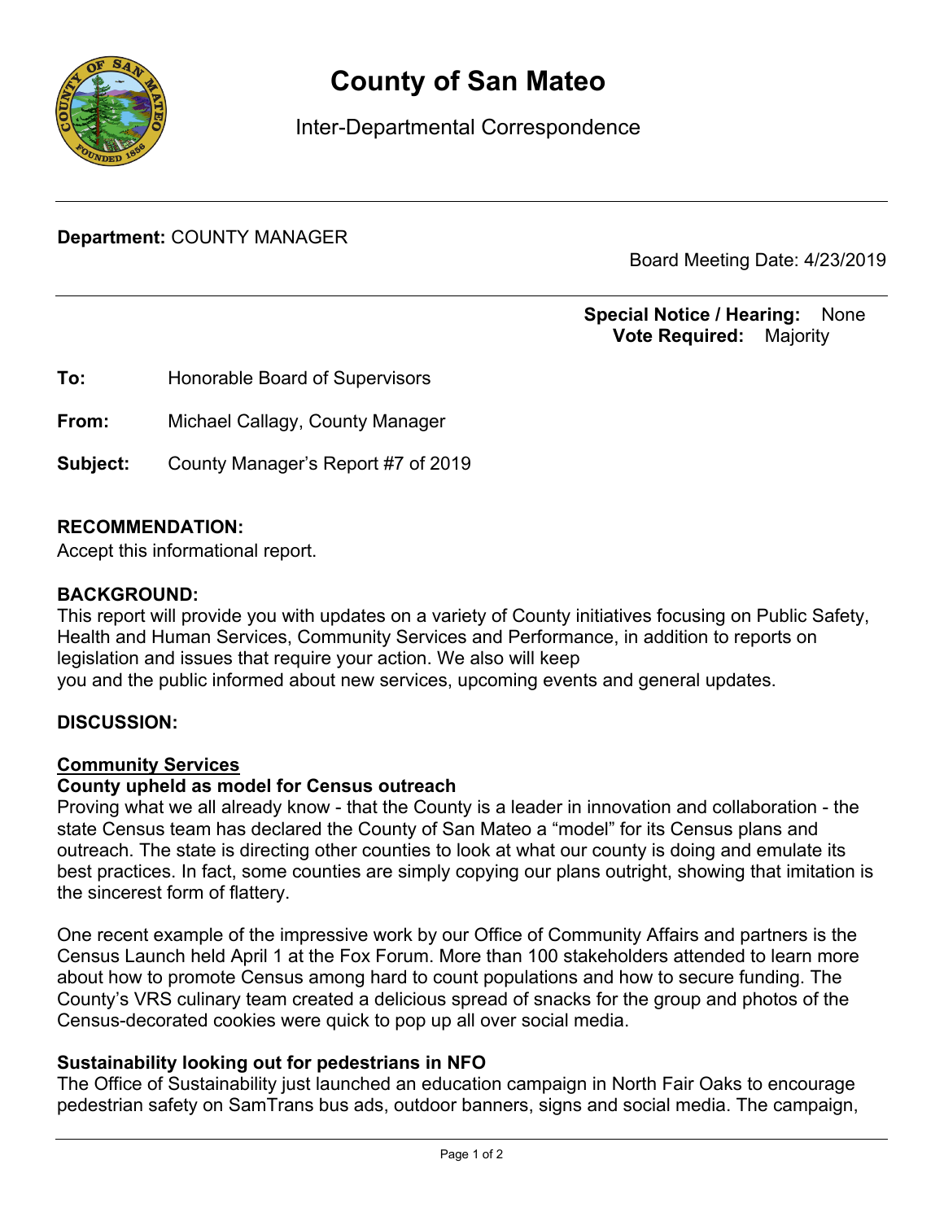# County of San Mateo

Inter-Departmental Correspondence

**Department:** COUNTY MANAGER

Board Meeting Date: 4/23/2019

**Special Notice / Hearing:** None
**Vote Required:** Majority

**To:** Honorable Board of Supervisors

**From:** Michael Callagy, County Manager

**Subject:** County Manager's Report #7 of 2019

**RECOMMENDATION:**
Accept this informational report.

**BACKGROUND:**
This report will provide you with updates on a variety of County initiatives focusing on Public Safety, Health and Human Services, Community Services and Performance, in addition to reports on legislation and issues that require your action. We also will keep
you and the public informed about new services, upcoming events and general updates.

**DISCUSSION:**

**<u>Community Services</u>**

**County upheld as model for Census outreach**
Proving what we all already know - that the County is a leader in innovation and collaboration - the state Census team has declared the County of San Mateo a "model" for its Census plans and outreach. The state is directing other counties to look at what our county is doing and emulate its best practices. In fact, some counties are simply copying our plans outright, showing that imitation is the sincerest form of flattery.

One recent example of the impressive work by our Office of Community Affairs and partners is the Census Launch held April 1 at the Fox Forum. More than 100 stakeholders attended to learn more about how to promote Census among hard to count populations and how to secure funding. The County's VRS culinary team created a delicious spread of snacks for the group and photos of the Census-decorated cookies were quick to pop up all over social media.

**Sustainability looking out for pedestrians in NFO**
The Office of Sustainability just launched an education campaign in North Fair Oaks to encourage pedestrian safety on SamTrans bus ads, outdoor banners, signs and social media. The campaign,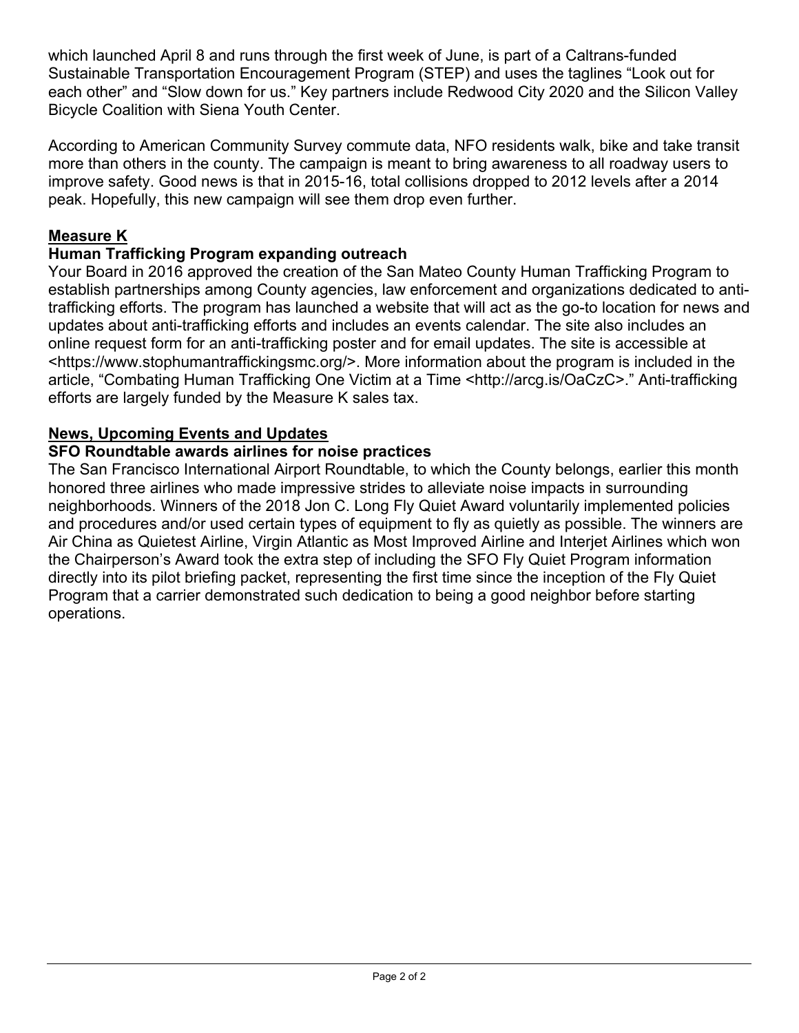which launched April 8 and runs through the first week of June, is part of a Caltrans-funded Sustainable Transportation Encouragement Program (STEP) and uses the taglines "Look out for each other" and "Slow down for us." Key partners include Redwood City 2020 and the Silicon Valley Bicycle Coalition with Siena Youth Center.

According to American Community Survey commute data, NFO residents walk, bike and take transit more than others in the county. The campaign is meant to bring awareness to all roadway users to improve safety. Good news is that in 2015-16, total collisions dropped to 2012 levels after a 2014 peak. Hopefully, this new campaign will see them drop even further.

## Measure K

### Human Trafficking Program expanding outreach

Your Board in 2016 approved the creation of the San Mateo County Human Trafficking Program to establish partnerships among County agencies, law enforcement and organizations dedicated to anti-trafficking efforts. The program has launched a website that will act as the go-to location for news and updates about anti-trafficking efforts and includes an events calendar. The site also includes an online request form for an anti-trafficking poster and for email updates. The site is accessible at <https://www.stophumantraffickingsmc.org/>. More information about the program is included in the article, "Combating Human Trafficking One Victim at a Time <http://arcg.is/OaCzC>." Anti-trafficking efforts are largely funded by the Measure K sales tax.

## News, Upcoming Events and Updates

### SFO Roundtable awards airlines for noise practices

The San Francisco International Airport Roundtable, to which the County belongs, earlier this month honored three airlines who made impressive strides to alleviate noise impacts in surrounding neighborhoods. Winners of the 2018 Jon C. Long Fly Quiet Award voluntarily implemented policies and procedures and/or used certain types of equipment to fly as quietly as possible. The winners are Air China as Quietest Airline, Virgin Atlantic as Most Improved Airline and Interjet Airlines which won the Chairperson's Award took the extra step of including the SFO Fly Quiet Program information directly into its pilot briefing packet, representing the first time since the inception of the Fly Quiet Program that a carrier demonstrated such dedication to being a good neighbor before starting operations.